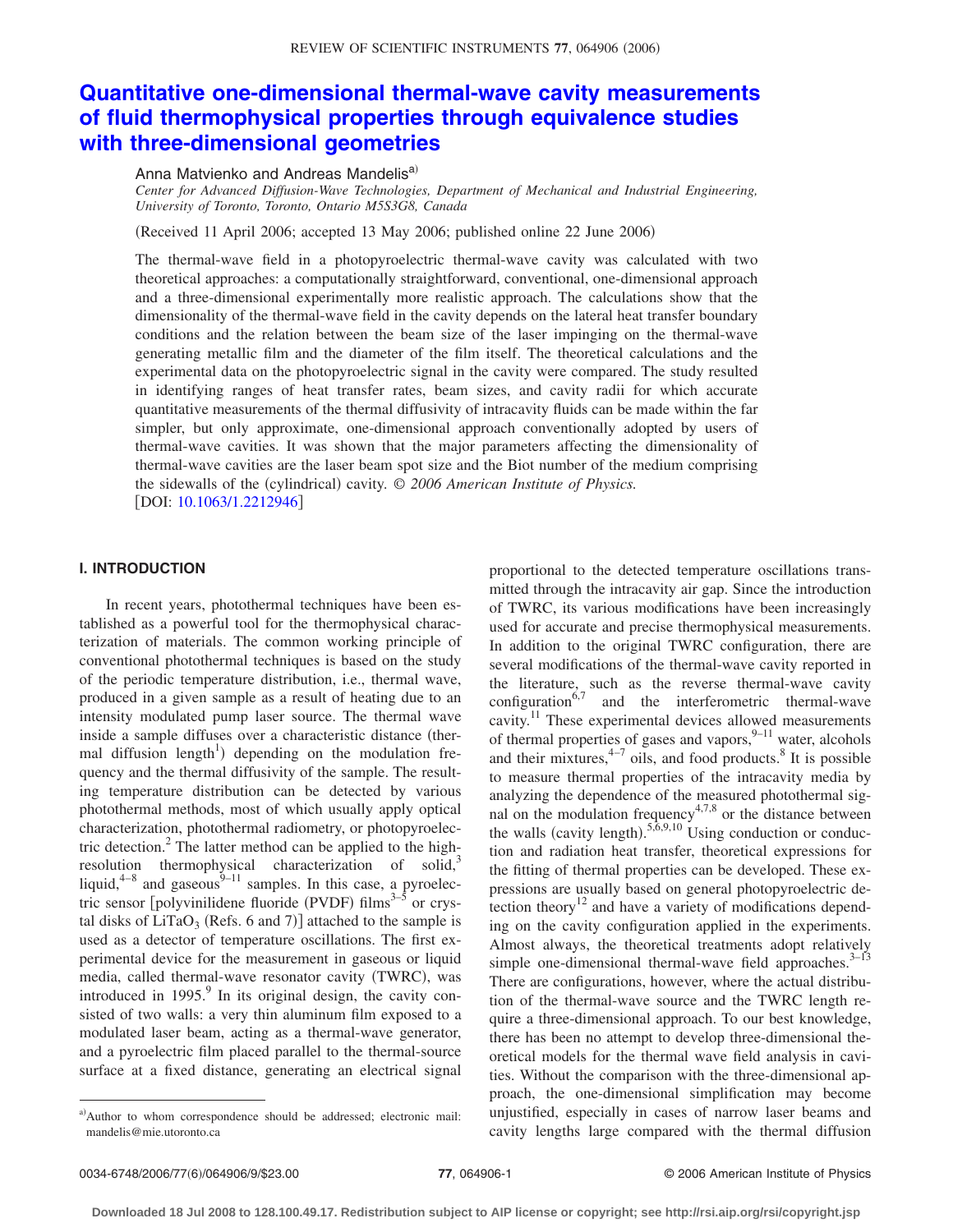# Quantitative one-dimensional thermal-wave cavity measurements of fluid thermophysical properties through equivalence studies with three-dimensional geometries

Anna Matvienko and Andreas Mandelis[a]

*Center for Advanced Diffusion-Wave Technologies, Department of Mechanical and Industrial Engineering, University of Toronto, Toronto, Ontario M5S3G8, Canada*

(Received 11 April 2006; accepted 13 May 2006; published online 22 June 2006)

The thermal-wave field in a photopyroelectric thermal-wave cavity was calculated with two theoretical approaches: a computationally straightforward, conventional, one-dimensional approach and a three-dimensional experimentally more realistic approach. The calculations show that the dimensionality of the thermal-wave field in the cavity depends on the lateral heat transfer boundary conditions and the relation between the beam size of the laser impinging on the thermal-wave generating metallic film and the diameter of the film itself. The theoretical calculations and the experimental data on the photopyroelectric signal in the cavity were compared. The study resulted in identifying ranges of heat transfer rates, beam sizes, and cavity radii for which accurate quantitative measurements of the thermal diffusivity of intracavity fluids can be made within the far simpler, but only approximate, one-dimensional approach conventionally adopted by users of thermal-wave cavities. It was shown that the major parameters affecting the dimensionality of thermal-wave cavities are the laser beam spot size and the Biot number of the medium comprising the sidewalls of the (cylindrical) cavity. *© 2006 American Institute of Physics.* [DOI: 10.1063/1.2212946]

## I. INTRODUCTION

In recent years, photothermal techniques have been established as a powerful tool for the thermophysical characterization of materials. The common working principle of conventional photothermal techniques is based on the study of the periodic temperature distribution, i.e., thermal wave, produced in a given sample as a result of heating due to an intensity modulated pump laser source. The thermal wave inside a sample diffuses over a characteristic distance (thermal diffusion length[1]) depending on the modulation frequency and the thermal diffusivity of the sample. The resulting temperature distribution can be detected by various photothermal methods, most of which usually apply optical characterization, photothermal radiometry, or photopyroelectric detection.[2] The latter method can be applied to the high-resolution thermophysical characterization of solid,[3] liquid,[4–8] and gaseous[9–11] samples. In this case, a pyroelectric sensor [polyvinilidene fluoride (PVDF) films[3–5] or crystal disks of $LiTaO_3$ (Refs. 6 and 7)] attached to the sample is used as a detector of temperature oscillations. The first experimental device for the measurement in gaseous or liquid media, called thermal-wave resonator cavity (TWRC), was introduced in 1995.[9] In its original design, the cavity consisted of two walls: a very thin aluminum film exposed to a modulated laser beam, acting as a thermal-wave generator, and a pyroelectric film placed parallel to the thermal-source surface at a fixed distance, generating an electrical signal proportional to the detected temperature oscillations transmitted through the intracavity air gap. Since the introduction of TWRC, its various modifications have been increasingly used for accurate and precise thermophysical measurements. In addition to the original TWRC configuration, there are several modifications of the thermal-wave cavity reported in the literature, such as the reverse thermal-wave cavity configuration[6,7] and the interferometric thermal-wave cavity.[11] These experimental devices allowed measurements of thermal properties of gases and vapors,[9–11] water, alcohols and their mixtures,[4–7] oils, and food products.[8] It is possible to measure thermal properties of the intracavity media by analyzing the dependence of the measured photothermal signal on the modulation frequency[4,7,8] or the distance between the walls (cavity length).[5,6,9,10] Using conduction or conduction and radiation heat transfer, theoretical expressions for the fitting of thermal properties can be developed. These expressions are usually based on general photopyroelectric detection theory[12] and have a variety of modifications depending on the cavity configuration applied in the experiments. Almost always, the theoretical treatments adopt relatively simple one-dimensional thermal-wave field approaches.[3–13] There are configurations, however, where the actual distribution of the thermal-wave source and the TWRC length require a three-dimensional approach. To our best knowledge, there has been no attempt to develop three-dimensional theoretical models for the thermal wave field analysis in cavities. Without the comparison with the three-dimensional approach, the one-dimensional simplification may become unjustified, especially in cases of narrow laser beams and cavity lengths large compared with the thermal diffusion

[a]Author to whom correspondence should be addressed; electronic mail: mandelis@mie.utoronto.ca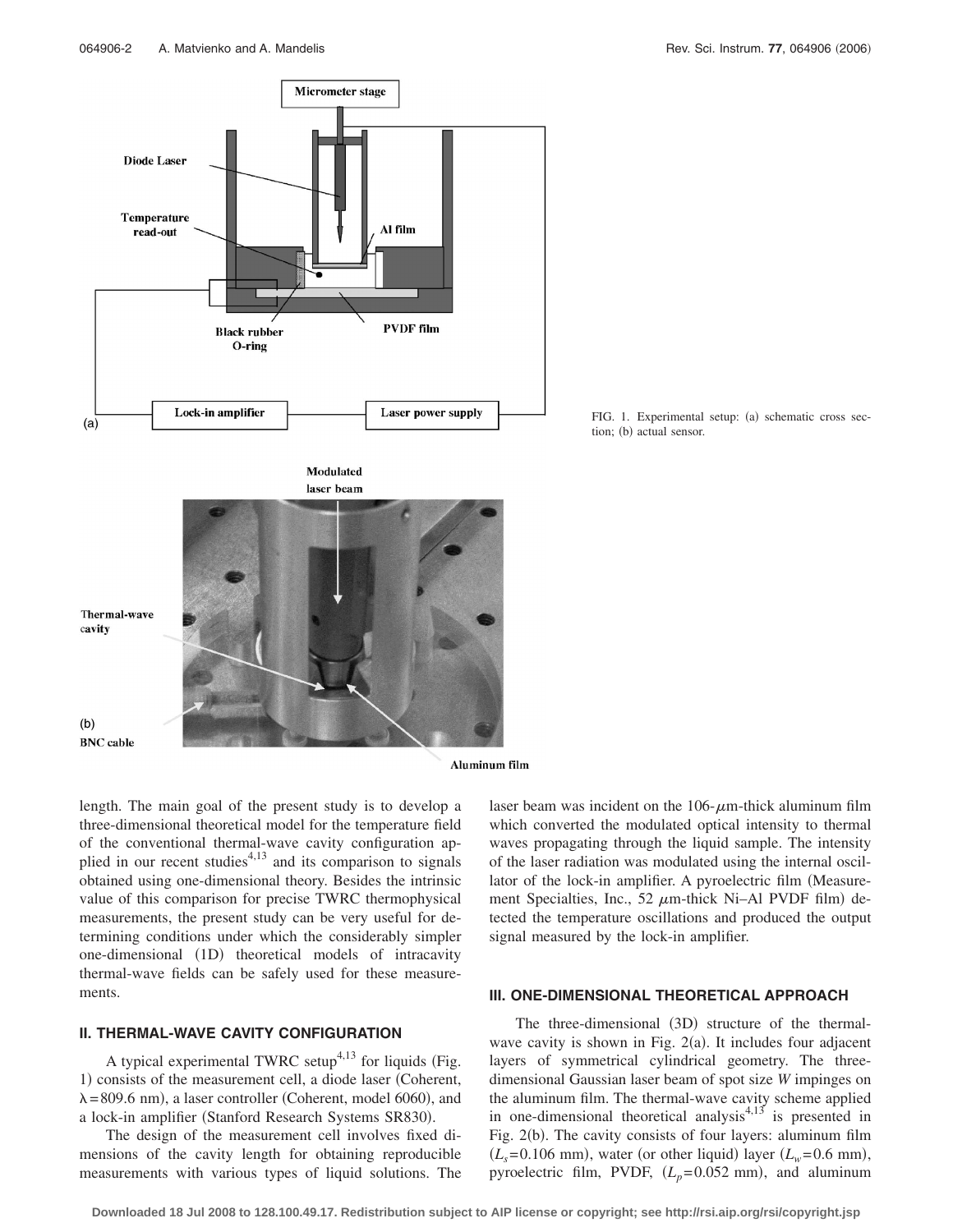FIG. 1. Experimental setup: (a) schematic cross section; (b) actual sensor.

length. The main goal of the present study is to develop a three-dimensional theoretical model for the temperature field of the conventional thermal-wave cavity configuration applied in our recent studies[4,13] and its comparison to signals obtained using one-dimensional theory. Besides the intrinsic value of this comparison for precise TWRC thermophysical measurements, the present study can be very useful for determining conditions under which the considerably simpler one-dimensional (1D) theoretical models of intracavity thermal-wave fields can be safely used for these measurements.

## II. THERMAL-WAVE CAVITY CONFIGURATION

A typical experimental TWRC setup[4,13] for liquids (Fig. 1) consists of the measurement cell, a diode laser (Coherent, $\lambda = 809.6$ nm), a laser controller (Coherent, model 6060), and a lock-in amplifier (Stanford Research Systems SR830).

The design of the measurement cell involves fixed dimensions of the cavity length for obtaining reproducible measurements with various types of liquid solutions. The laser beam was incident on the 106-$\mu$m-thick aluminum film which converted the modulated optical intensity to thermal waves propagating through the liquid sample. The intensity of the laser radiation was modulated using the internal oscillator of the lock-in amplifier. A pyroelectric film (Measurement Specialties, Inc., 52 $\mu$m-thick Ni–Al PVDF film) detected the temperature oscillations and produced the output signal measured by the lock-in amplifier.

## III. ONE-DIMENSIONAL THEORETICAL APPROACH

The three-dimensional (3D) structure of the thermal-wave cavity is shown in Fig. 2(a). It includes four adjacent layers of symmetrical cylindrical geometry. The three-dimensional Gaussian laser beam of spot size $W$ impinges on the aluminum film. The thermal-wave cavity scheme applied in one-dimensional theoretical analysis[4,13] is presented in Fig. 2(b). The cavity consists of four layers: aluminum film ($L_s = 0.106$ mm), water (or other liquid) layer ($L_w = 0.6$ mm), pyroelectric film, PVDF, ($L_p = 0.052$ mm), and aluminum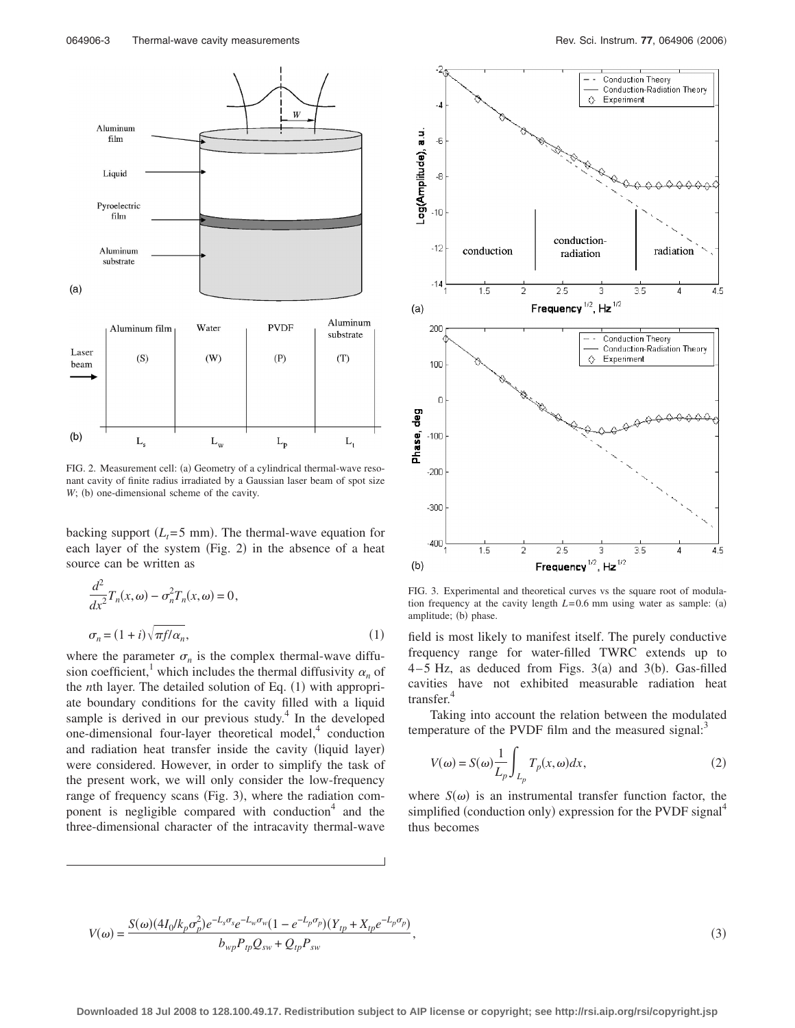FIG. 2. Measurement cell: (a) Geometry of a cylindrical thermal-wave resonant cavity of finite radius irradiated by a Gaussian laser beam of spot size $W$; (b) one-dimensional scheme of the cavity.

FIG. 3. Experimental and theoretical curves vs the square root of modulation frequency at the cavity length $L=0.6$ mm using water as sample: (a) amplitude; (b) phase.

backing support ($L_t=5$ mm). The thermal-wave equation for each layer of the system (Fig. 2) in the absence of a heat source can be written as

$$\frac{d^2}{dx^2}T_n(x,\omega) - \sigma_n^2 T_n(x,\omega) = 0,$$

$$\sigma_n = (1+i)\sqrt{\pi f/\alpha_n}, \tag{1}$$

where the parameter $\sigma_n$ is the complex thermal-wave diffusion coefficient,[1] which includes the thermal diffusivity $\alpha_n$ of the $n$th layer. The detailed solution of Eq. (1) with appropriate boundary conditions for the cavity filled with a liquid sample is derived in our previous study.[4] In the developed one-dimensional four-layer theoretical model,[4] conduction and radiation heat transfer inside the cavity (liquid layer) were considered. However, in order to simplify the task of the present work, we will only consider the low-frequency range of frequency scans (Fig. 3), where the radiation component is negligible compared with conduction[4] and the three-dimensional character of the intracavity thermal-wave field is most likely to manifest itself. The purely conductive frequency range for water-filled TWRC extends up to 4–5 Hz, as deduced from Figs. 3(a) and 3(b). Gas-filled cavities have not exhibited measurable radiation heat transfer.[4]

Taking into account the relation between the modulated temperature of the PVDF film and the measured signal:[3]

$$V(\omega) = S(\omega)\frac{1}{L_p}\int_{L_p} T_p(x,\omega)dx, \tag{2}$$

where $S(\omega)$ is an instrumental transfer function factor, the simplified (conduction only) expression for the PVDF signal[4] thus becomes

$$V(\omega) = \frac{S(\omega)(4I_0/k_p\sigma_p^2)e^{-L_s\sigma_s}e^{-L_w\sigma_w}(1-e^{-L_p\sigma_p})(Y_{tp}+X_{tp}e^{-L_p\sigma_p})}{b_{wp}P_{tp}Q_{sw}+Q_{tp}P_{sw}}, \tag{3}$$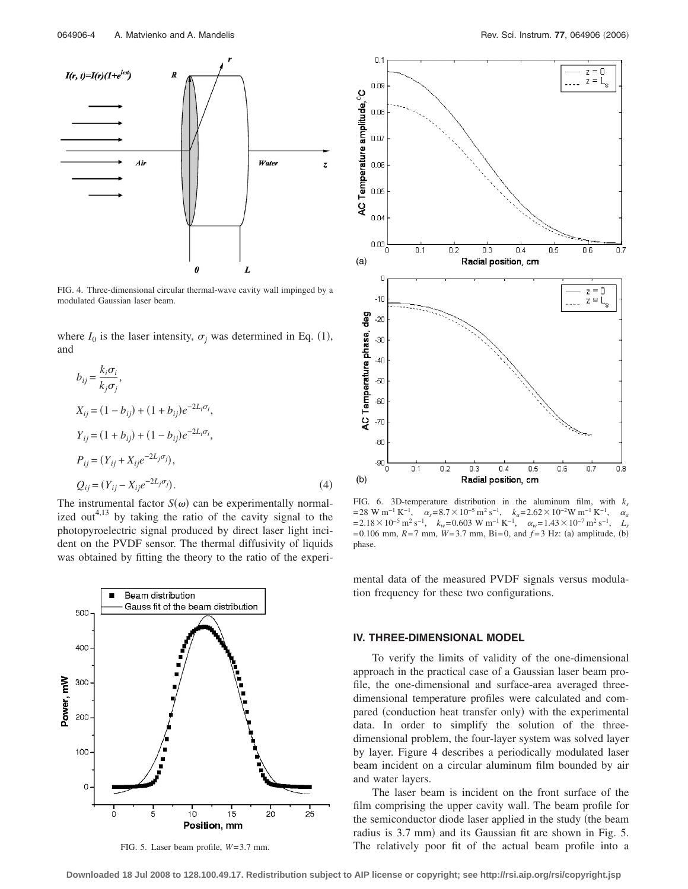FIG. 4. Three-dimensional circular thermal-wave cavity wall impinged by a modulated Gaussian laser beam.

where $I_0$ is the laser intensity, $\sigma_j$ was determined in Eq. (1), and

$$
\begin{aligned}
b_{ij} &= \frac{k_i \sigma_i}{k_j \sigma_j}, \\
X_{ij} &= (1 - b_{ij}) + (1 + b_{ij}) e^{-2L_i \sigma_i}, \\
Y_{ij} &= (1 + b_{ij}) + (1 - b_{ij}) e^{-2L_i \sigma_i}, \\
P_{ij} &= (Y_{ij} + X_{ij} e^{-2L_j \sigma_j}), \\
Q_{ij} &= (Y_{ij} - X_{ij} e^{-2L_j \sigma_j}).
\end{aligned} \tag{4}
$$

The instrumental factor $S(\omega)$ can be experimentally normalized out[4,13] by taking the ratio of the cavity signal to the photopyroelectric signal produced by direct laser light incident on the PVDF sensor. The thermal diffusivity of liquids was obtained by fitting the theory to the ratio of the experimental data of the measured PVDF signals versus modulation frequency for these two configurations.

FIG. 5. Laser beam profile, $W$=3.7 mm.

FIG. 6. 3D-temperature distribution in the aluminum film, with $k_s = 28$ W m$^{-1}$ K$^{-1}$, $\alpha_s = 8.7 \times 10^{-5}$ m$^2$ s$^{-1}$, $k_a = 2.62 \times 10^{-2}$ W m$^{-1}$ K$^{-1}$, $\alpha_a = 2.18 \times 10^{-5}$ m$^2$ s$^{-1}$, $k_w = 0.603$ W m$^{-1}$ K$^{-1}$, $\alpha_w = 1.43 \times 10^{-7}$ m$^2$ s$^{-1}$, $L_s = 0.106$ mm, $R$=7 mm, $W$=3.7 mm, Bi=0, and $f$=3 Hz: (a) amplitude, (b) phase.

## IV. THREE-DIMENSIONAL MODEL

To verify the limits of validity of the one-dimensional approach in the practical case of a Gaussian laser beam profile, the one-dimensional and surface-area averaged three-dimensional temperature profiles were calculated and compared (conduction heat transfer only) with the experimental data. In order to simplify the solution of the three-dimensional problem, the four-layer system was solved layer by layer. Figure 4 describes a periodically modulated laser beam incident on a circular aluminum film bounded by air and water layers.

The laser beam is incident on the front surface of the film comprising the upper cavity wall. The beam profile for the semiconductor diode laser applied in the study (the beam radius is 3.7 mm) and its Gaussian fit are shown in Fig. 5. The relatively poor fit of the actual beam profile into a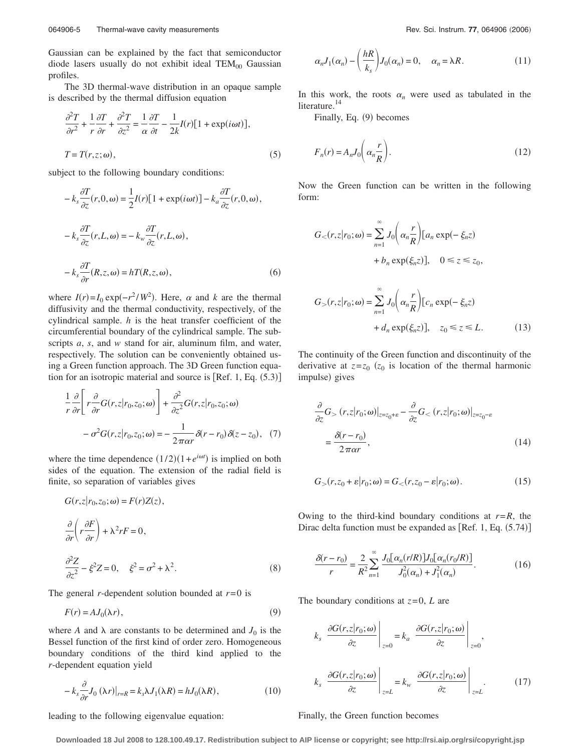Gaussian can be explained by the fact that semiconductor diode lasers usually do not exhibit ideal $TEM_{00}$ Gaussian profiles.

The 3D thermal-wave distribution in an opaque sample is described by the thermal diffusion equation

$$\frac{\partial^2 T}{\partial r^2} + \frac{1}{r}\frac{\partial T}{\partial r} + \frac{\partial^2 T}{\partial z^2} = \frac{1}{\alpha}\frac{\partial T}{\partial t} - \frac{1}{2k}I(r)[1+\exp(i\omega t)],$$

$$T = T(r,z;\omega), \tag{5}$$

subject to the following boundary conditions:

$$-k_s \frac{\partial T}{\partial z}(r,0,\omega) = \frac{1}{2}I(r)[1+\exp(i\omega t)] - k_a \frac{\partial T}{\partial z}(r,0,\omega),$$

$$-k_s \frac{\partial T}{\partial z}(r,L,\omega) = -k_w \frac{\partial T}{\partial z}(r,L,\omega),$$

$$-k_s \frac{\partial T}{\partial r}(R,z,\omega) = hT(R,z,\omega), \tag{6}$$

where $I(r) = I_0 \exp(-r^2/W^2)$. Here, $\alpha$ and $k$ are the thermal diffusivity and the thermal conductivity, respectively, of the cylindrical sample. $h$ is the heat transfer coefficient of the circumferential boundary of the cylindrical sample. The subscripts $a$, $s$, and $w$ stand for air, aluminum film, and water, respectively. The solution can be conveniently obtained using a Green function approach. The 3D Green function equation for an isotropic material and source is [Ref. 1, Eq. (5.3)]

$$\frac{1}{r}\frac{\partial}{\partial r}\left[r\frac{\partial}{\partial r}G(r,z|r_0,z_0;\omega)\right] + \frac{\partial^2}{\partial z^2}G(r,z|r_0,z_0;\omega) - \sigma^2 G(r,z|r_0,z_0;\omega) = -\frac{1}{2\pi\alpha r}\delta(r-r_0)\delta(z-z_0), \tag{7}$$

where the time dependence $(1/2)(1+e^{i\omega t})$ is implied on both sides of the equation. The extension of the radial field is finite, so separation of variables gives

$$G(r,z|r_0,z_0;\omega) = F(r)Z(z),$$

$$\frac{\partial}{\partial r}\left(r\frac{\partial F}{\partial r}\right) + \lambda^2 rF = 0,$$

$$\frac{\partial^2 Z}{\partial z^2} - \xi^2 Z = 0, \quad \xi^2 = \sigma^2 + \lambda^2. \tag{8}$$

The general $r$-dependent solution bounded at $r=0$ is

$$F(r) = AJ_0(\lambda r), \tag{9}$$

where $A$ and $\lambda$ are constants to be determined and $J_0$ is the Bessel function of the first kind of order zero. Homogeneous boundary conditions of the third kind applied to the $r$-dependent equation yield

$$-k_s \frac{\partial}{\partial r}J_0(\lambda r)\big|_{r=R} = k_s \lambda J_1(\lambda R) = hJ_0(\lambda R), \tag{10}$$

leading to the following eigenvalue equation:

$$\alpha_n J_1(\alpha_n) - \left(\frac{hR}{k_s}\right)J_0(\alpha_n) = 0, \quad \alpha_n = \lambda R. \tag{11}$$

In this work, the roots $\alpha_n$ were used as tabulated in the literature.[14]

Finally, Eq. (9) becomes

$$F_n(r) = A_n J_0\left(\alpha_n \frac{r}{R}\right). \tag{12}$$

Now the Green function can be written in the following form:

$$G_<(r,z|r_0;\omega) = \sum_{n=1}^{\infty} J_0\left(\alpha_n \frac{r}{R}\right)[a_n \exp(-\xi_n z) + b_n \exp(\xi_n z)], \quad 0 \le z \le z_0,$$

$$G_>(r,z|r_0;\omega) = \sum_{n=1}^{\infty} J_0\left(\alpha_n \frac{r}{R}\right)[c_n \exp(-\xi_n z) + d_n \exp(\xi_n z)], \quad z_0 \le z \le L. \tag{13}$$

The continuity of the Green function and discontinuity of the derivative at $z=z_0$ ($z_0$ is location of the thermal harmonic impulse) gives

$$\frac{\partial}{\partial z}G_>(r,z|r_0;\omega)\big|_{z=z_0+\varepsilon} - \frac{\partial}{\partial z}G_<(r,z|r_0;\omega)\big|_{z=z_0-\varepsilon} = \frac{\delta(r-r_0)}{2\pi\alpha r}, \tag{14}$$

$$G_>(r,z_0+\varepsilon|r_0;\omega) = G_<(r,z_0-\varepsilon|r_0;\omega). \tag{15}$$

Owing to the third-kind boundary conditions at $r=R$, the Dirac delta function must be expanded as [Ref. 1, Eq. (5.74)]

$$\frac{\delta(r-r_0)}{r} = \frac{2}{R^2}\sum_{n=1}^{\infty} \frac{J_0[\alpha_n(r/R)]J_0[\alpha_n(r_0/R)]}{J_0^2(\alpha_n) + J_1^2(\alpha_n)}. \tag{16}$$

The boundary conditions at $z=0$, $L$ are

$$k_s \left.\frac{\partial G(r,z|r_0;\omega)}{\partial z}\right|_{z=0} = k_a \left.\frac{\partial G(r,z|r_0;\omega)}{\partial z}\right|_{z=0},$$

$$k_s \left.\frac{\partial G(r,z|r_0;\omega)}{\partial z}\right|_{z=L} = k_w \left.\frac{\partial G(r,z|r_0;\omega)}{\partial z}\right|_{z=L}. \tag{17}$$

Finally, the Green function becomes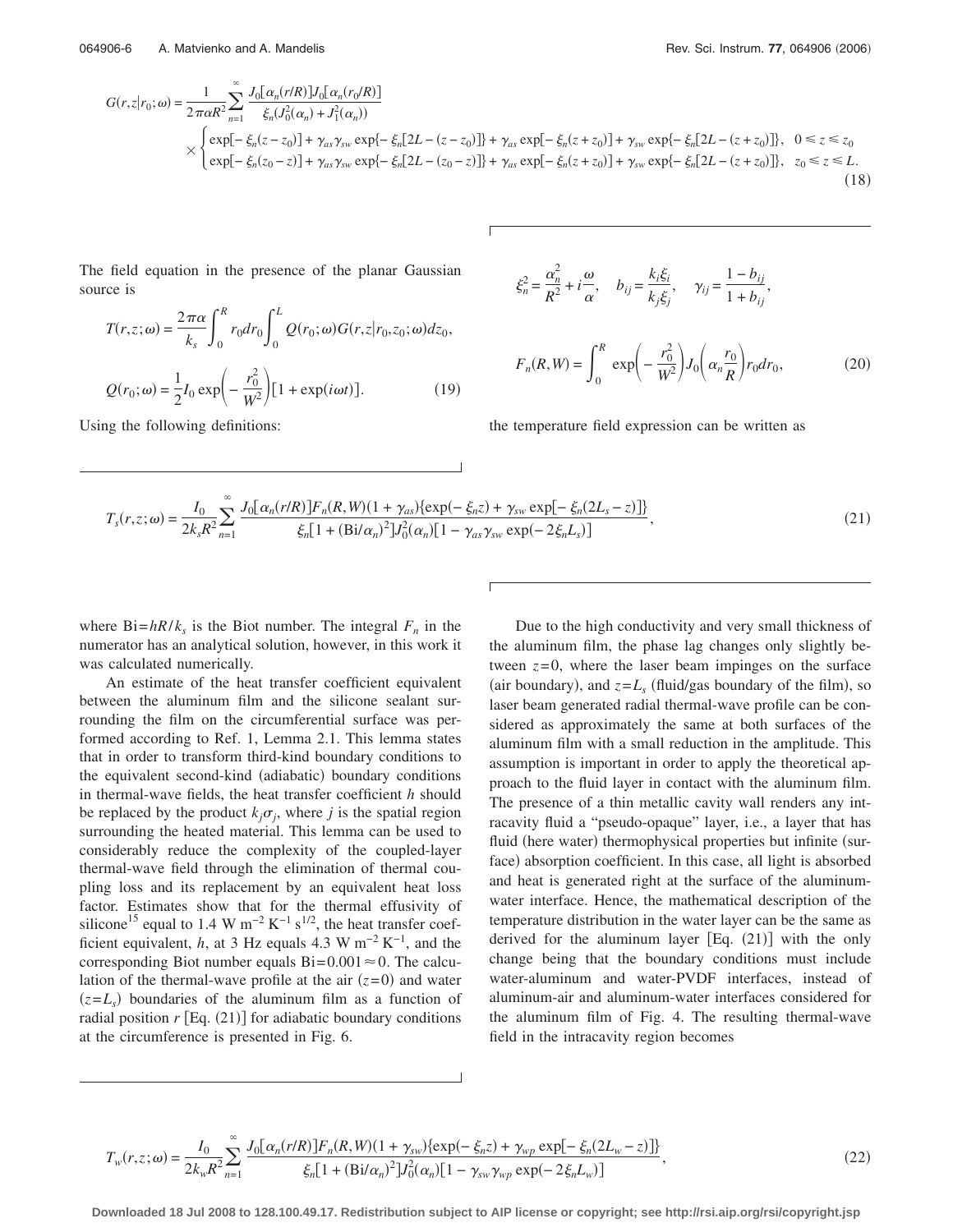$$G(r,z|r_0;\omega) = \frac{1}{2\pi\alpha R^2}\sum_{n=1}^{\infty}\frac{J_0[\alpha_n(r/R)]J_0[\alpha_n(r_0/R)]}{\xi_n(J_0^2(\alpha_n)+J_1^2(\alpha_n))} \times \begin{cases} \exp[-\xi_n(z-z_0)] + \gamma_{as}\gamma_{sw}\exp\{-\xi_n[2L-(z-z_0)]\} + \gamma_{as}\exp[-\xi_n(z+z_0)] + \gamma_{sw}\exp\{-\xi_n[2L-(z+z_0)]\}, & 0 \leq z \leq z_0 \\ \exp[-\xi_n(z_0-z)] + \gamma_{as}\gamma_{sw}\exp\{-\xi_n[2L-(z_0-z)]\} + \gamma_{as}\exp[-\xi_n(z+z_0)] + \gamma_{sw}\exp\{-\xi_n[2L-(z+z_0)]\}, & z_0 \leq z \leq L. \end{cases} \tag{18}$$

The field equation in the presence of the planar Gaussian source is

$$T(r,z;\omega) = \frac{2\pi\alpha}{k_s}\int_0^R r_0 dr_0 \int_0^L Q(r_0;\omega)G(r,z|r_0,z_0;\omega)dz_0,$$

$$Q(r_0;\omega) = \frac{1}{2}I_0\exp\left(-\frac{r_0^2}{W^2}\right)[1+\exp(i\omega t)]. \tag{19}$$

Using the following definitions:

$$\xi_n^2 = \frac{\alpha_n^2}{R^2} + i\frac{\omega}{\alpha}, \quad b_{ij} = \frac{k_i\xi_i}{k_j\xi_j}, \quad \gamma_{ij} = \frac{1-b_{ij}}{1+b_{ij}},$$

$$F_n(R,W) = \int_0^R \exp\left(-\frac{r_0^2}{W^2}\right)J_0\left(\alpha_n\frac{r_0}{R}\right)r_0 dr_0, \tag{20}$$

the temperature field expression can be written as

$$T_s(r,z;\omega) = \frac{I_0}{2k_sR^2}\sum_{n=1}^{\infty}\frac{J_0[\alpha_n(r/R)]F_n(R,W)(1+\gamma_{as})\{\exp(-\xi_n z) + \gamma_{sw}\exp[-\xi_n(2L_s-z)]\}}{\xi_n[1+(\mathrm{Bi}/\alpha_n)^2]J_0^2(\alpha_n)[1-\gamma_{as}\gamma_{sw}\exp(-2\xi_n L_s)]}, \tag{21}$$

where $\mathrm{Bi}=hR/k_s$ is the Biot number. The integral $F_n$ in the numerator has an analytical solution, however, in this work it was calculated numerically.

An estimate of the heat transfer coefficient equivalent between the aluminum film and the silicone sealant surrounding the film on the circumferential surface was performed according to Ref. 1, Lemma 2.1. This lemma states that in order to transform third-kind boundary conditions to the equivalent second-kind (adiabatic) boundary conditions in thermal-wave fields, the heat transfer coefficient $h$ should be replaced by the product $k_j\sigma_j$, where $j$ is the spatial region surrounding the heated material. This lemma can be used to considerably reduce the complexity of the coupled-layer thermal-wave field through the elimination of thermal coupling loss and its replacement by an equivalent heat loss factor. Estimates show that for the thermal effusivity of silicone[15] equal to 1.4 W m$^{-2}$ K$^{-1}$ s$^{1/2}$, the heat transfer coefficient equivalent, $h$, at 3 Hz equals 4.3 W m$^{-2}$ K$^{-1}$, and the corresponding Biot number equals $\mathrm{Bi}=0.001\approx 0$. The calculation of the thermal-wave profile at the air ($z=0$) and water ($z=L_s$) boundaries of the aluminum film as a function of radial position $r$ [Eq. (21)] for adiabatic boundary conditions at the circumference is presented in Fig. 6.

Due to the high conductivity and very small thickness of the aluminum film, the phase lag changes only slightly between $z=0$, where the laser beam impinges on the surface (air boundary), and $z=L_s$ (fluid/gas boundary of the film), so laser beam generated radial thermal-wave profile can be considered as approximately the same at both surfaces of the aluminum film with a small reduction in the amplitude. This assumption is important in order to apply the theoretical approach to the fluid layer in contact with the aluminum film. The presence of a thin metallic cavity wall renders any intracavity fluid a "pseudo-opaque" layer, i.e., a layer that has fluid (here water) thermophysical properties but infinite (surface) absorption coefficient. In this case, all light is absorbed and heat is generated right at the surface of the aluminum-water interface. Hence, the mathematical description of the temperature distribution in the water layer can be the same as derived for the aluminum layer [Eq. (21)] with the only change being that the boundary conditions must include water-aluminum and water-PVDF interfaces, instead of aluminum-air and aluminum-water interfaces considered for the aluminum film of Fig. 4. The resulting thermal-wave field in the intracavity region becomes

$$T_w(r,z;\omega) = \frac{I_0}{2k_wR^2}\sum_{n=1}^{\infty}\frac{J_0[\alpha_n(r/R)]F_n(R,W)(1+\gamma_{sw})\{\exp(-\xi_n z) + \gamma_{wp}\exp[-\xi_n(2L_w-z)]\}}{\xi_n[1+(\mathrm{Bi}/\alpha_n)^2]J_0^2(\alpha_n)[1-\gamma_{sw}\gamma_{wp}\exp(-2\xi_n L_w)]}, \tag{22}$$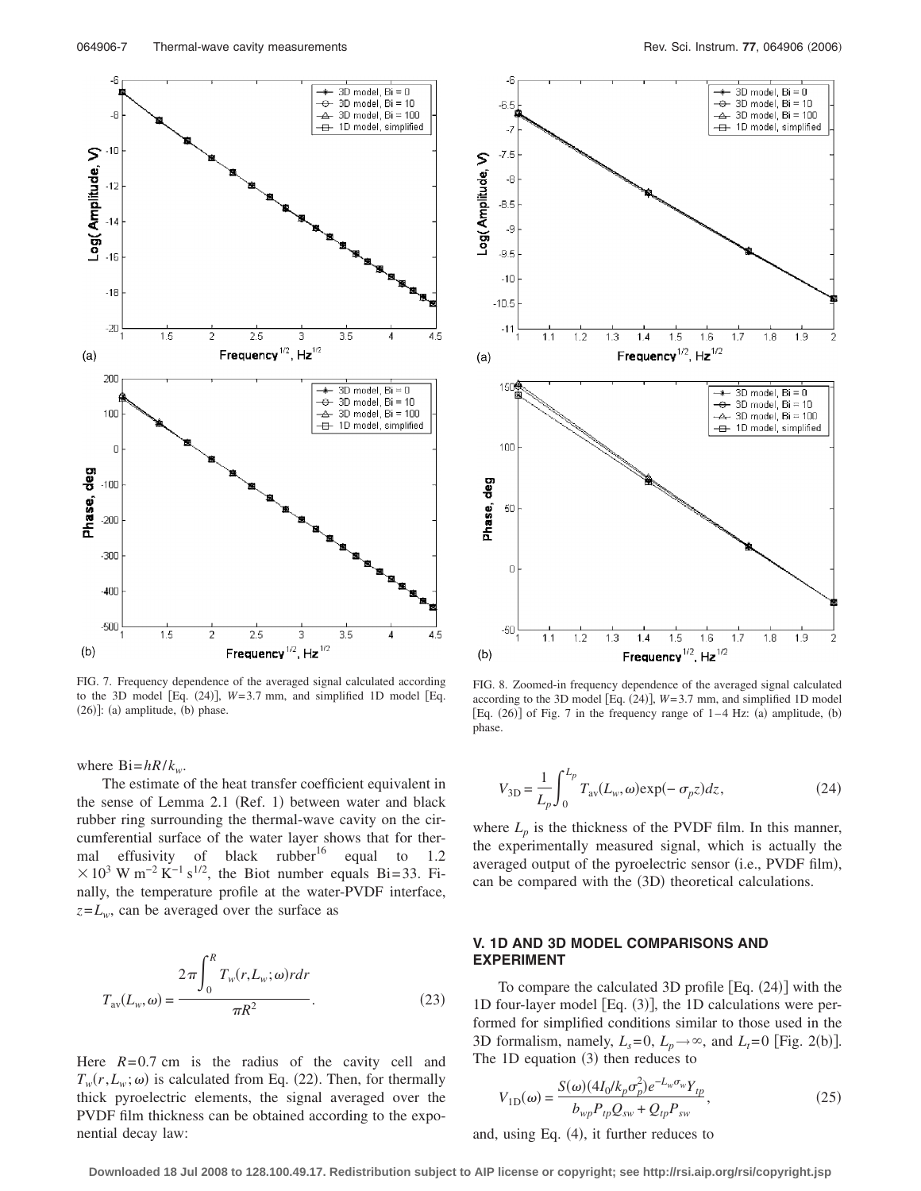FIG. 7. Frequency dependence of the averaged signal calculated according to the 3D model [Eq. (24)], $W=3.7$ mm, and simplified 1D model [Eq. (26)]: (a) amplitude, (b) phase.

FIG. 8. Zoomed-in frequency dependence of the averaged signal calculated according to the 3D model [Eq. (24)], $W=3.7$ mm, and simplified 1D model [Eq. (26)] of Fig. 7 in the frequency range of 1–4 Hz: (a) amplitude, (b) phase.

where $\mathrm{Bi}=hR/k_w$.

The estimate of the heat transfer coefficient equivalent in the sense of Lemma 2.1 (Ref. 1) between water and black rubber ring surrounding the thermal-wave cavity on the circumferential surface of the water layer shows that for thermal effusivity of black rubber[16] equal to $1.2 \times 10^3$ W m$^{-2}$ K$^{-1}$ s$^{1/2}$, the Biot number equals Bi=33. Finally, the temperature profile at the water-PVDF interface, $z=L_w$, can be averaged over the surface as

$$T_{\mathrm{av}}(L_w,\omega)=\frac{2\pi\int_0^R T_w(r,L_w;\omega)r\,dr}{\pi R^2}. \tag{23}$$

Here $R=0.7$ cm is the radius of the cavity cell and $T_w(r,L_w;\omega)$ is calculated from Eq. (22). Then, for thermally thick pyroelectric elements, the signal averaged over the PVDF film thickness can be obtained according to the exponential decay law:

$$V_{3\mathrm{D}}=\frac{1}{L_p}\int_0^{L_p} T_{\mathrm{av}}(L_w,\omega)\exp(-\sigma_p z)dz, \tag{24}$$

where $L_p$ is the thickness of the PVDF film. In this manner, the experimentally measured signal, which is actually the averaged output of the pyroelectric sensor (i.e., PVDF film), can be compared with the (3D) theoretical calculations.

## V. 1D AND 3D MODEL COMPARISONS AND EXPERIMENT

To compare the calculated 3D profile [Eq. (24)] with the 1D four-layer model [Eq. (3)], the 1D calculations were performed for simplified conditions similar to those used in the 3D formalism, namely, $L_s=0$, $L_p\to\infty$, and $L_t=0$ [Fig. 2(b)]. The 1D equation (3) then reduces to

$$V_{1\mathrm{D}}(\omega)=\frac{S(\omega)(4I_0/k_p\sigma_p^2)e^{-L_w\sigma_w}Y_{tp}}{b_{wp}P_{tp}Q_{sw}+Q_{tp}P_{sw}}, \tag{25}$$

and, using Eq. (4), it further reduces to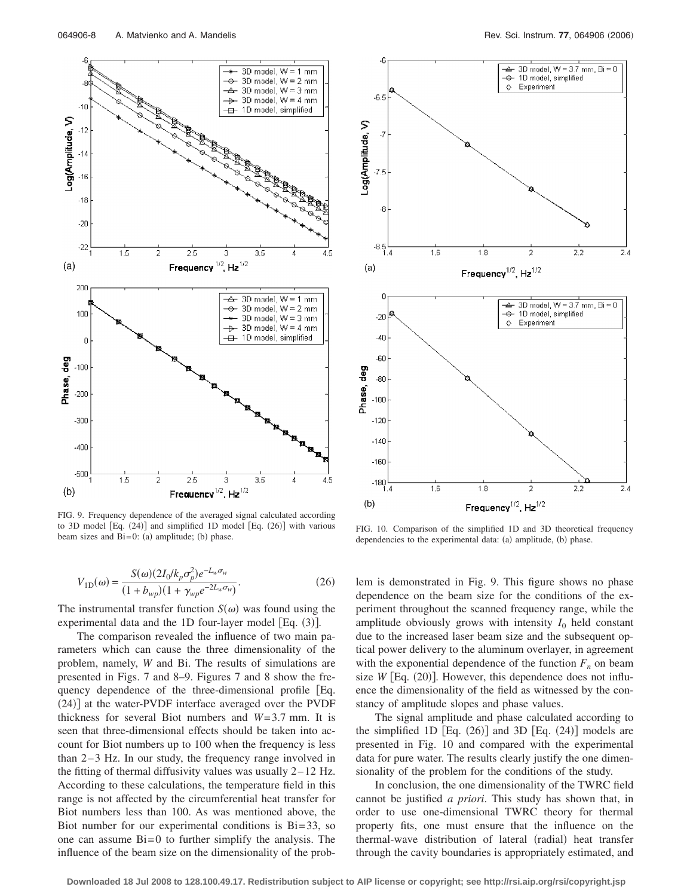FIG. 9. Frequency dependence of the averaged signal calculated according to 3D model [Eq. (24)] and simplified 1D model [Eq. (26)] with various beam sizes and Bi=0: (a) amplitude; (b) phase.

FIG. 10. Comparison of the simplified 1D and 3D theoretical frequency dependencies to the experimental data: (a) amplitude, (b) phase.

$$V_{1D}(\omega) = \frac{S(\omega)(2I_0/k_p\sigma_p^2)e^{-L_w\sigma_w}}{(1+b_{wp})(1+\gamma_{wp}e^{-2L_w\sigma_w})}. \tag{26}$$

The instrumental transfer function $S(\omega)$ was found using the experimental data and the 1D four-layer model [Eq. (3)].

The comparison revealed the influence of two main parameters which can cause the three dimensionality of the problem, namely, $W$ and Bi. The results of simulations are presented in Figs. 7 and 8–9. Figures 7 and 8 show the frequency dependence of the three-dimensional profile [Eq. (24)] at the water-PVDF interface averaged over the PVDF thickness for several Biot numbers and $W$=3.7 mm. It is seen that three-dimensional effects should be taken into account for Biot numbers up to 100 when the frequency is less than 2–3 Hz. In our study, the frequency range involved in the fitting of thermal diffusivity values was usually 2–12 Hz. According to these calculations, the temperature field in this range is not affected by the circumferential heat transfer for Biot numbers less than 100. As was mentioned above, the Biot number for our experimental conditions is Bi=33, so one can assume Bi=0 to further simplify the analysis. The influence of the beam size on the dimensionality of the problem is demonstrated in Fig. 9. This figure shows no phase dependence on the beam size for the conditions of the experiment throughout the scanned frequency range, while the amplitude obviously grows with intensity $I_0$ held constant due to the increased laser beam size and the subsequent optical power delivery to the aluminum overlayer, in agreement with the exponential dependence of the function $F_n$ on beam size $W$ [Eq. (20)]. However, this dependence does not influence the dimensionality of the field as witnessed by the constancy of amplitude slopes and phase values.

The signal amplitude and phase calculated according to the simplified 1D [Eq. (26)] and 3D [Eq. (24)] models are presented in Fig. 10 and compared with the experimental data for pure water. The results clearly justify the one dimensionality of the problem for the conditions of the study.

In conclusion, the one dimensionality of the TWRC field cannot be justified *a priori*. This study has shown that, in order to use one-dimensional TWRC theory for thermal property fits, one must ensure that the influence on the thermal-wave distribution of lateral (radial) heat transfer through the cavity boundaries is appropriately estimated, and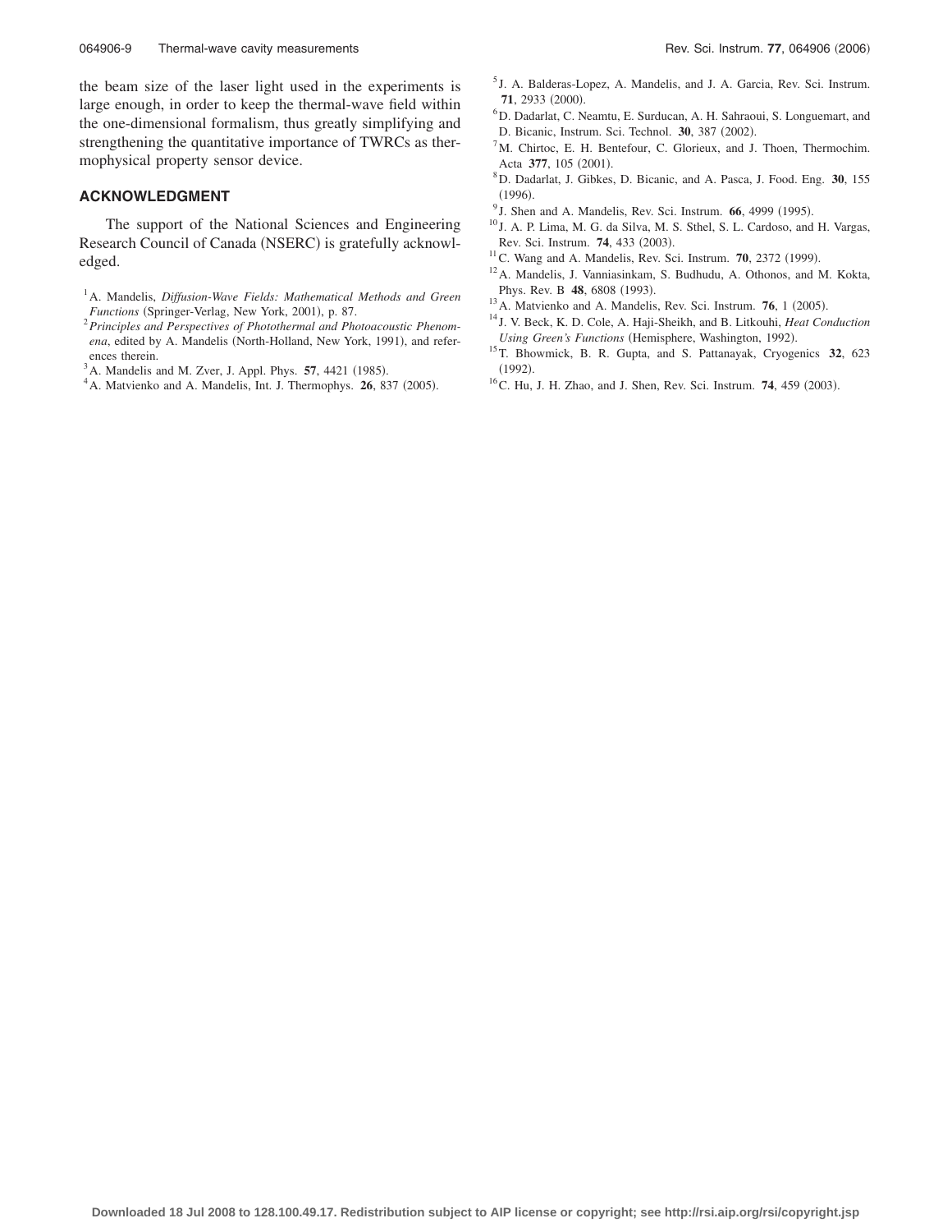the beam size of the laser light used in the experiments is large enough, in order to keep the thermal-wave field within the one-dimensional formalism, thus greatly simplifying and strengthening the quantitative importance of TWRCs as thermophysical property sensor device.

## ACKNOWLEDGMENT

The support of the National Sciences and Engineering Research Council of Canada (NSERC) is gratefully acknowledged.

[1] A. Mandelis, *Diffusion-Wave Fields: Mathematical Methods and Green Functions* (Springer-Verlag, New York, 2001), p. 87.

[2] *Principles and Perspectives of Photothermal and Photoacoustic Phenomena*, edited by A. Mandelis (North-Holland, New York, 1991), and references therein.

[3] A. Mandelis and M. Zver, J. Appl. Phys. **57**, 4421 (1985).

[4] A. Matvienko and A. Mandelis, Int. J. Thermophys. **26**, 837 (2005).

[5] J. A. Balderas-Lopez, A. Mandelis, and J. A. Garcia, Rev. Sci. Instrum. **71**, 2933 (2000).

[6] D. Dadarlat, C. Neamtu, E. Surducan, A. H. Sahraoui, S. Longuemart, and D. Bicanic, Instrum. Sci. Technol. **30**, 387 (2002).

[7] M. Chirtoc, E. H. Bentefour, C. Glorieux, and J. Thoen, Thermochim. Acta **377**, 105 (2001).

[8] D. Dadarlat, J. Gibkes, D. Bicanic, and A. Pasca, J. Food. Eng. **30**, 155 (1996).

[9] J. Shen and A. Mandelis, Rev. Sci. Instrum. **66**, 4999 (1995).

[10] J. A. P. Lima, M. G. da Silva, M. S. Sthel, S. L. Cardoso, and H. Vargas, Rev. Sci. Instrum. **74**, 433 (2003).

[11] C. Wang and A. Mandelis, Rev. Sci. Instrum. **70**, 2372 (1999).

[12] A. Mandelis, J. Vanniasinkam, S. Budhudu, A. Othonos, and M. Kokta, Phys. Rev. B **48**, 6808 (1993).

[13] A. Matvienko and A. Mandelis, Rev. Sci. Instrum. **76**, 1 (2005).

[14] J. V. Beck, K. D. Cole, A. Haji-Sheikh, and B. Litkouhi, *Heat Conduction Using Green's Functions* (Hemisphere, Washington, 1992).

[15] T. Bhowmick, B. R. Gupta, and S. Pattanayak, Cryogenics **32**, 623 (1992).

[16] C. Hu, J. H. Zhao, and J. Shen, Rev. Sci. Instrum. **74**, 459 (2003).